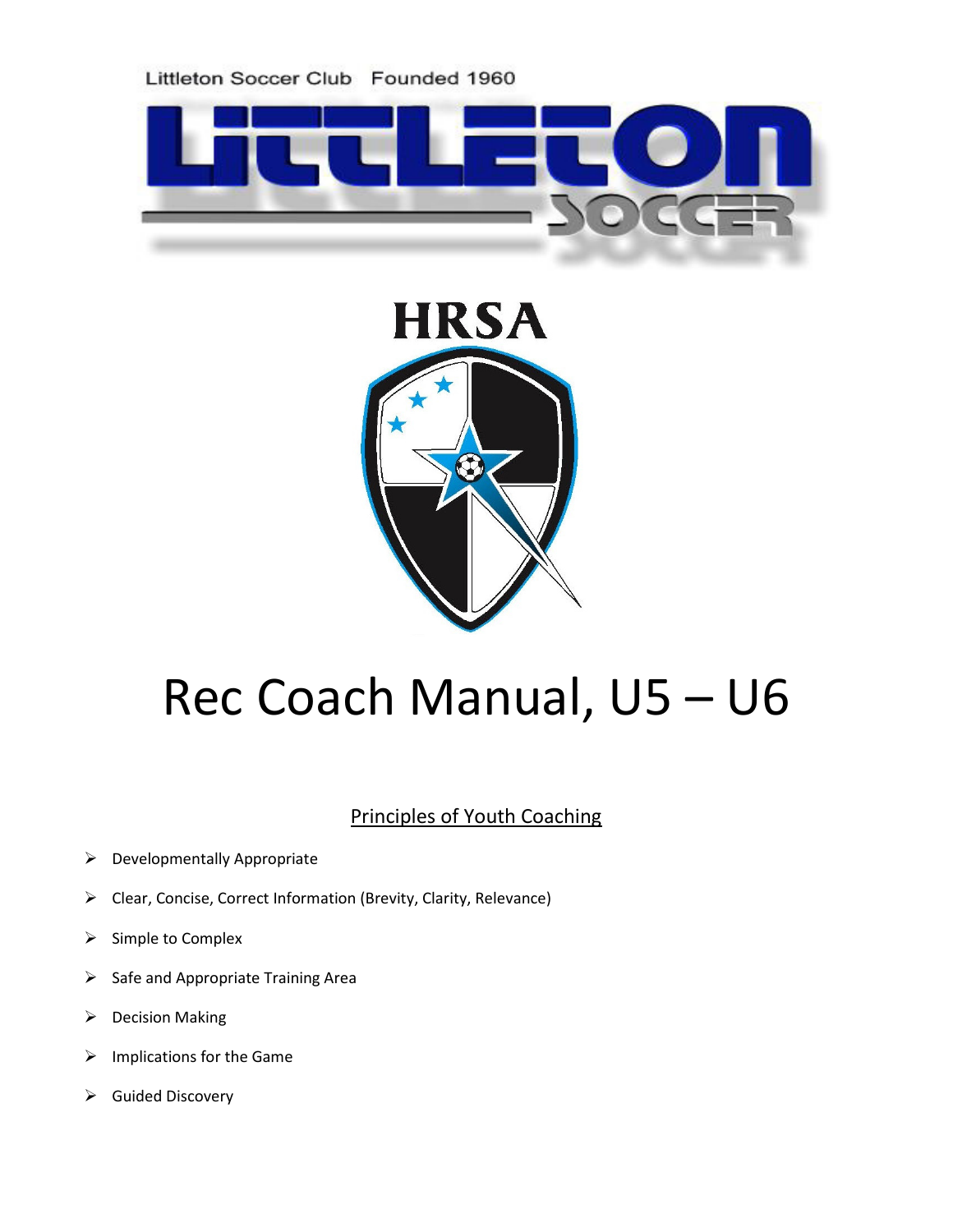Littleton Soccer Club Founded 1960

LITTLETON SOCCER

HRSA

# Rec Coach Manual, U5 – U6

## Principles of Youth Coaching

- Developmentally Appropriate
- Clear, Concise, Correct Information (Brevity, Clarity, Relevance)
- Simple to Complex
- Safe and Appropriate Training Area
- Decision Making
- Implications for the Game
- Guided Discovery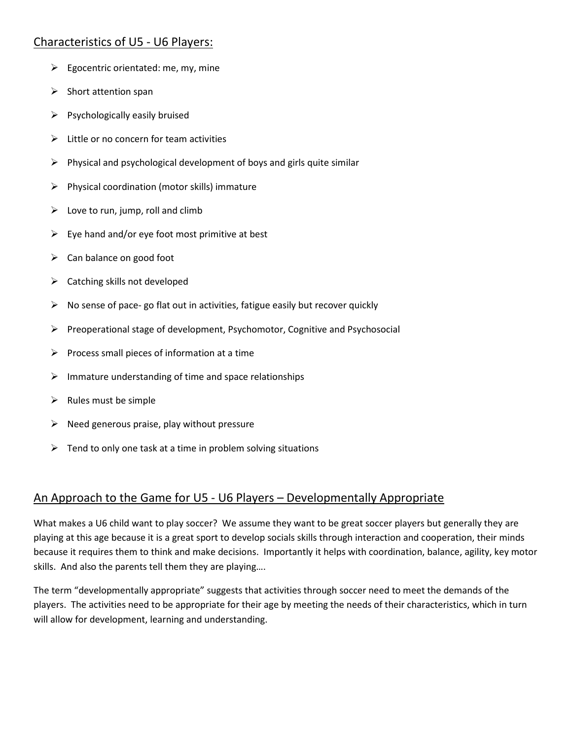## Characteristics of U5 - U6 Players:

- Egocentric orientated: me, my, mine
- Short attention span
- Psychologically easily bruised
- Little or no concern for team activities
- Physical and psychological development of boys and girls quite similar
- Physical coordination (motor skills) immature
- Love to run, jump, roll and climb
- Eye hand and/or eye foot most primitive at best
- Can balance on good foot
- Catching skills not developed
- No sense of pace- go flat out in activities, fatigue easily but recover quickly
- Preoperational stage of development, Psychomotor, Cognitive and Psychosocial
- Process small pieces of information at a time
- Immature understanding of time and space relationships
- Rules must be simple
- Need generous praise, play without pressure
- Tend to only one task at a time in problem solving situations

## An Approach to the Game for U5 - U6 Players – Developmentally Appropriate

What makes a U6 child want to play soccer? We assume they want to be great soccer players but generally they are playing at this age because it is a great sport to develop socials skills through interaction and cooperation, their minds because it requires them to think and make decisions. Importantly it helps with coordination, balance, agility, key motor skills. And also the parents tell them they are playing….

The term "developmentally appropriate" suggests that activities through soccer need to meet the demands of the players. The activities need to be appropriate for their age by meeting the needs of their characteristics, which in turn will allow for development, learning and understanding.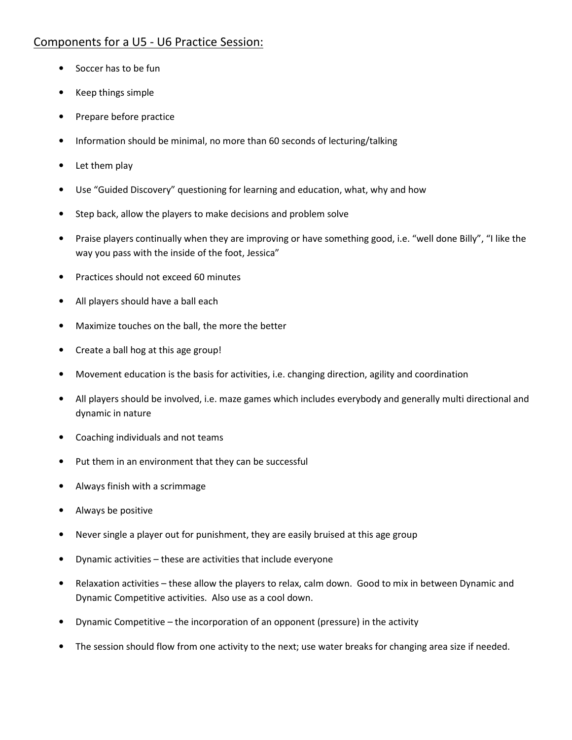## Components for a U5 - U6 Practice Session:

- Soccer has to be fun
- Keep things simple
- Prepare before practice
- Information should be minimal, no more than 60 seconds of lecturing/talking
- Let them play
- Use "Guided Discovery" questioning for learning and education, what, why and how
- Step back, allow the players to make decisions and problem solve
- Praise players continually when they are improving or have something good, i.e. "well done Billy", "I like the way you pass with the inside of the foot, Jessica"
- Practices should not exceed 60 minutes
- All players should have a ball each
- Maximize touches on the ball, the more the better
- Create a ball hog at this age group!
- Movement education is the basis for activities, i.e. changing direction, agility and coordination
- All players should be involved, i.e. maze games which includes everybody and generally multi directional and dynamic in nature
- Coaching individuals and not teams
- Put them in an environment that they can be successful
- Always finish with a scrimmage
- Always be positive
- Never single a player out for punishment, they are easily bruised at this age group
- Dynamic activities – these are activities that include everyone
- Relaxation activities – these allow the players to relax, calm down. Good to mix in between Dynamic and Dynamic Competitive activities. Also use as a cool down.
- Dynamic Competitive – the incorporation of an opponent (pressure) in the activity
- The session should flow from one activity to the next; use water breaks for changing area size if needed.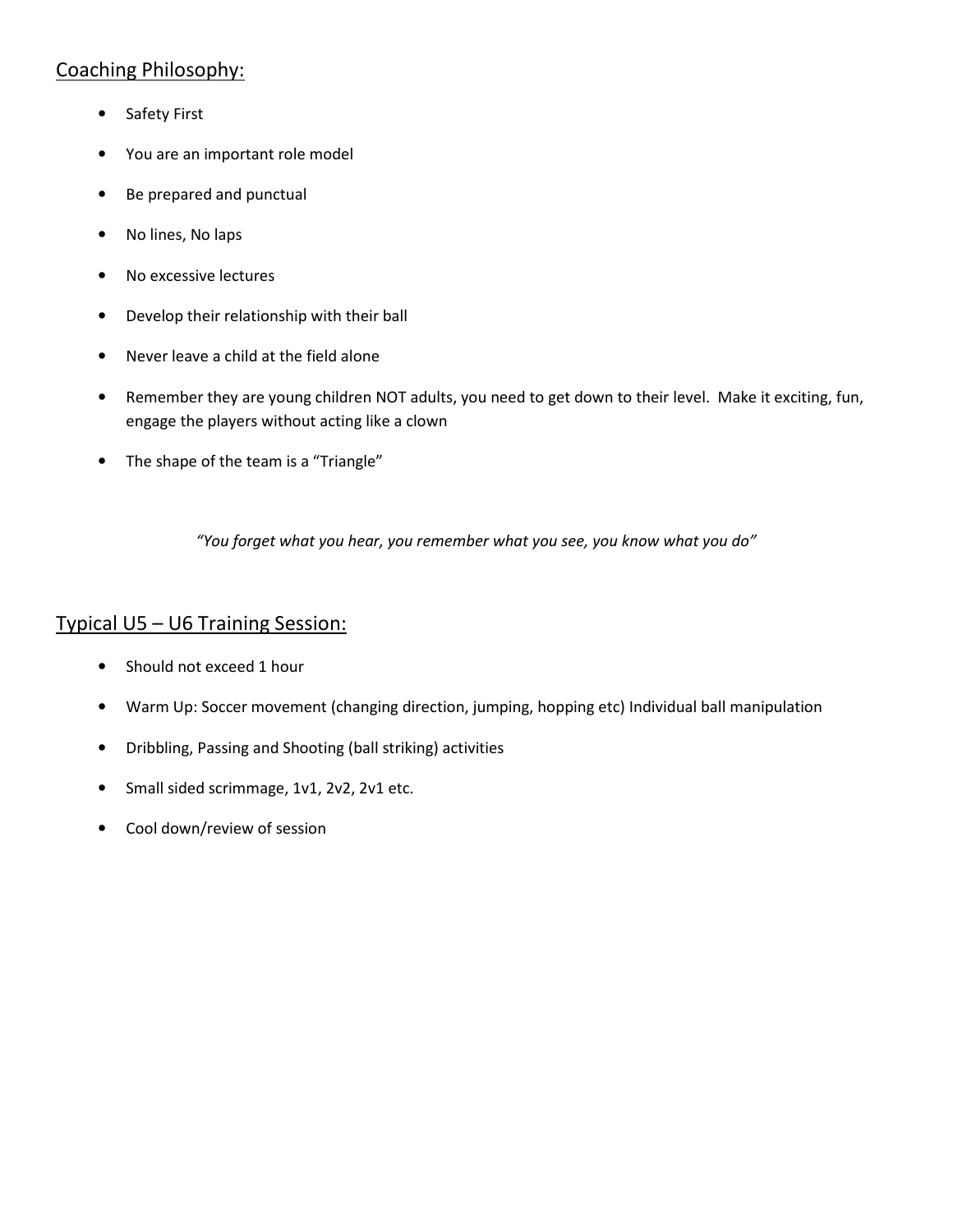## Coaching Philosophy:

- Safety First
- You are an important role model
- Be prepared and punctual
- No lines, No laps
- No excessive lectures
- Develop their relationship with their ball
- Never leave a child at the field alone
- Remember they are young children NOT adults, you need to get down to their level. Make it exciting, fun, engage the players without acting like a clown
- The shape of the team is a "Triangle"

*"You forget what you hear, you remember what you see, you know what you do"*

## Typical U5 – U6 Training Session:

- Should not exceed 1 hour
- Warm Up: Soccer movement (changing direction, jumping, hopping etc) Individual ball manipulation
- Dribbling, Passing and Shooting (ball striking) activities
- Small sided scrimmage, 1v1, 2v2, 2v1 etc.
- Cool down/review of session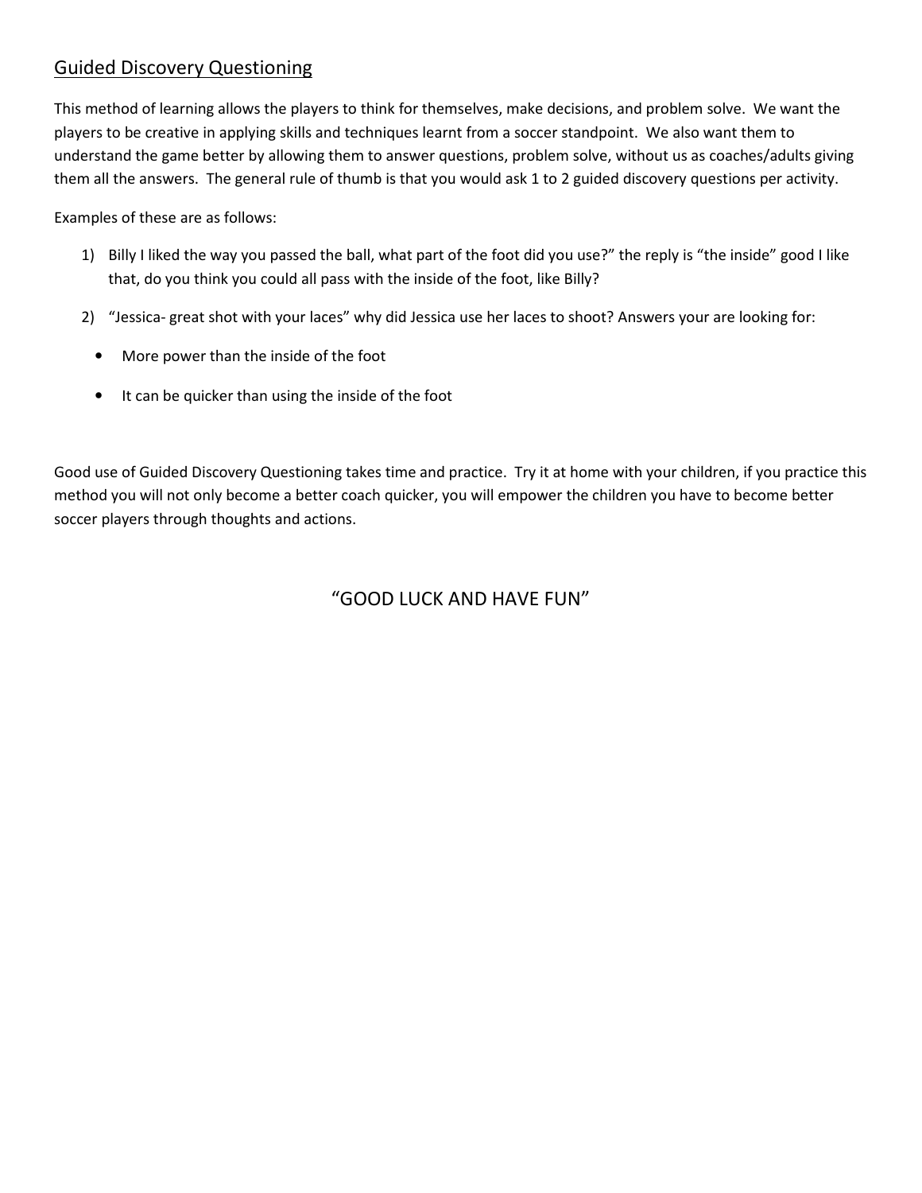## Guided Discovery Questioning

This method of learning allows the players to think for themselves, make decisions, and problem solve. We want the players to be creative in applying skills and techniques learnt from a soccer standpoint. We also want them to understand the game better by allowing them to answer questions, problem solve, without us as coaches/adults giving them all the answers. The general rule of thumb is that you would ask 1 to 2 guided discovery questions per activity.

Examples of these are as follows:

1) Billy I liked the way you passed the ball, what part of the foot did you use?" the reply is "the inside" good I like that, do you think you could all pass with the inside of the foot, like Billy?
2) "Jessica- great shot with your laces" why did Jessica use her laces to shoot? Answers your are looking for:
   - More power than the inside of the foot
   - It can be quicker than using the inside of the foot

Good use of Guided Discovery Questioning takes time and practice. Try it at home with your children, if you practice this method you will not only become a better coach quicker, you will empower the children you have to become better soccer players through thoughts and actions.

"GOOD LUCK AND HAVE FUN"